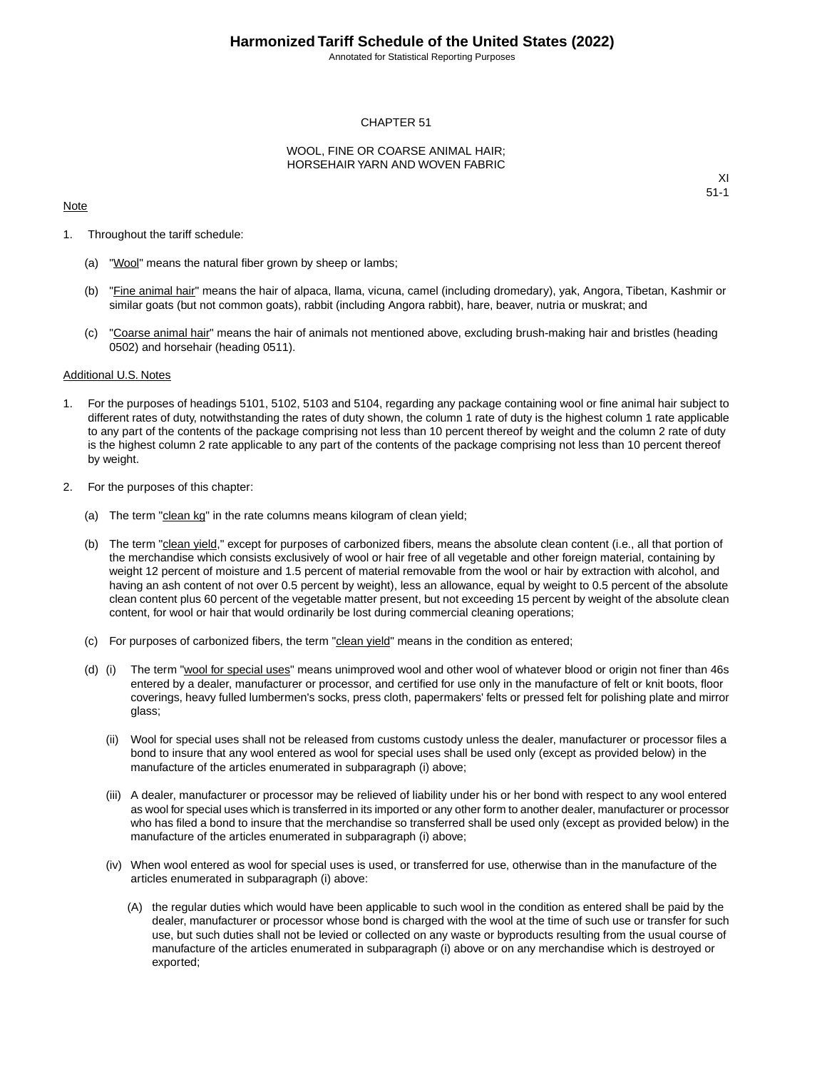# CHAPTER 51

## WOOL, FINE OR COARSE ANIMAL HAIR; HORSEHAIR YARN AND WOVEN FABRIC

XI
51-1

Note

1. Throughout the tariff schedule:

   (a) "Wool" means the natural fiber grown by sheep or lambs;

   (b) "Fine animal hair" means the hair of alpaca, llama, vicuna, camel (including dromedary), yak, Angora, Tibetan, Kashmir or similar goats (but not common goats), rabbit (including Angora rabbit), hare, beaver, nutria or muskrat; and

   (c) "Coarse animal hair" means the hair of animals not mentioned above, excluding brush-making hair and bristles (heading 0502) and horsehair (heading 0511).

Additional U.S. Notes

1. For the purposes of headings 5101, 5102, 5103 and 5104, regarding any package containing wool or fine animal hair subject to different rates of duty, notwithstanding the rates of duty shown, the column 1 rate of duty is the highest column 1 rate applicable to any part of the contents of the package comprising not less than 10 percent thereof by weight and the column 2 rate of duty is the highest column 2 rate applicable to any part of the contents of the package comprising not less than 10 percent thereof by weight.

2. For the purposes of this chapter:

   (a) The term "clean kg" in the rate columns means kilogram of clean yield;

   (b) The term "clean yield," except for purposes of carbonized fibers, means the absolute clean content (i.e., all that portion of the merchandise which consists exclusively of wool or hair free of all vegetable and other foreign material, containing by weight 12 percent of moisture and 1.5 percent of material removable from the wool or hair by extraction with alcohol, and having an ash content of not over 0.5 percent by weight), less an allowance, equal by weight to 0.5 percent of the absolute clean content plus 60 percent of the vegetable matter present, but not exceeding 15 percent by weight of the absolute clean content, for wool or hair that would ordinarily be lost during commercial cleaning operations;

   (c) For purposes of carbonized fibers, the term "clean yield" means in the condition as entered;

   (d) (i) The term "wool for special uses" means unimproved wool and other wool of whatever blood or origin not finer than 46s entered by a dealer, manufacturer or processor, and certified for use only in the manufacture of felt or knit boots, floor coverings, heavy fulled lumbermen's socks, press cloth, papermakers' felts or pressed felt for polishing plate and mirror glass;

   (ii) Wool for special uses shall not be released from customs custody unless the dealer, manufacturer or processor files a bond to insure that any wool entered as wool for special uses shall be used only (except as provided below) in the manufacture of the articles enumerated in subparagraph (i) above;

   (iii) A dealer, manufacturer or processor may be relieved of liability under his or her bond with respect to any wool entered as wool for special uses which is transferred in its imported or any other form to another dealer, manufacturer or processor who has filed a bond to insure that the merchandise so transferred shall be used only (except as provided below) in the manufacture of the articles enumerated in subparagraph (i) above;

   (iv) When wool entered as wool for special uses is used, or transferred for use, otherwise than in the manufacture of the articles enumerated in subparagraph (i) above:

      (A) the regular duties which would have been applicable to such wool in the condition as entered shall be paid by the dealer, manufacturer or processor whose bond is charged with the wool at the time of such use or transfer for such use, but such duties shall not be levied or collected on any waste or byproducts resulting from the usual course of manufacture of the articles enumerated in subparagraph (i) above or on any merchandise which is destroyed or exported;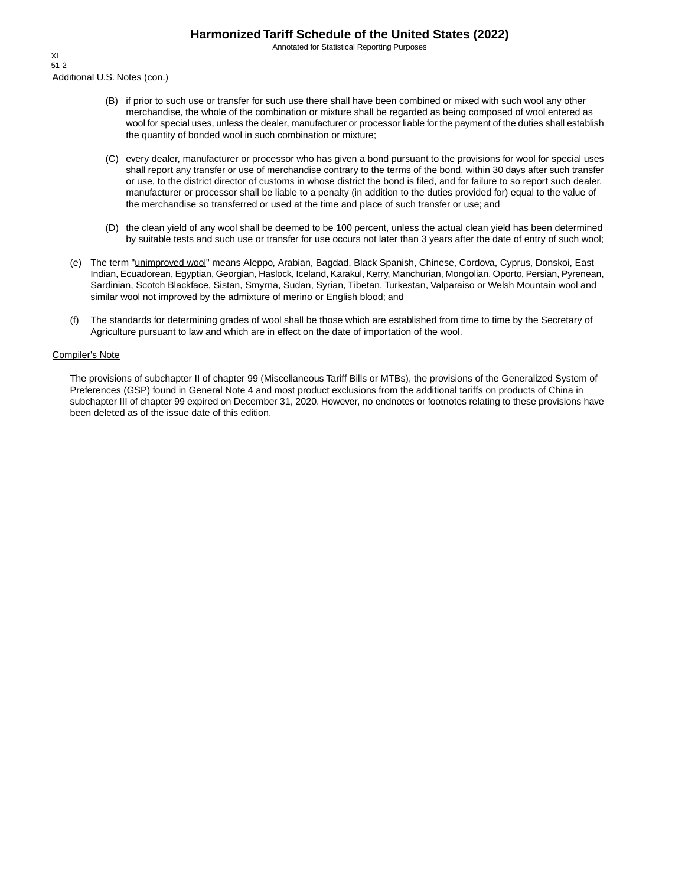Additional U.S. Notes (con.)

- (B) if prior to such use or transfer for such use there shall have been combined or mixed with such wool any other merchandise, the whole of the combination or mixture shall be regarded as being composed of wool entered as wool for special uses, unless the dealer, manufacturer or processor liable for the payment of the duties shall establish the quantity of bonded wool in such combination or mixture;

- (C) every dealer, manufacturer or processor who has given a bond pursuant to the provisions for wool for special uses shall report any transfer or use of merchandise contrary to the terms of the bond, within 30 days after such transfer or use, to the district director of customs in whose district the bond is filed, and for failure to so report such dealer, manufacturer or processor shall be liable to a penalty (in addition to the duties provided for) equal to the value of the merchandise so transferred or used at the time and place of such transfer or use; and

- (D) the clean yield of any wool shall be deemed to be 100 percent, unless the actual clean yield has been determined by suitable tests and such use or transfer for use occurs not later than 3 years after the date of entry of such wool;

(e) The term "unimproved wool" means Aleppo, Arabian, Bagdad, Black Spanish, Chinese, Cordova, Cyprus, Donskoi, East Indian, Ecuadorean, Egyptian, Georgian, Haslock, Iceland, Karakul, Kerry, Manchurian, Mongolian, Oporto, Persian, Pyrenean, Sardinian, Scotch Blackface, Sistan, Smyrna, Sudan, Syrian, Tibetan, Turkestan, Valparaiso or Welsh Mountain wool and similar wool not improved by the admixture of merino or English blood; and

(f) The standards for determining grades of wool shall be those which are established from time to time by the Secretary of Agriculture pursuant to law and which are in effect on the date of importation of the wool.

Compiler's Note

The provisions of subchapter II of chapter 99 (Miscellaneous Tariff Bills or MTBs), the provisions of the Generalized System of Preferences (GSP) found in General Note 4 and most product exclusions from the additional tariffs on products of China in subchapter III of chapter 99 expired on December 31, 2020. However, no endnotes or footnotes relating to these provisions have been deleted as of the issue date of this edition.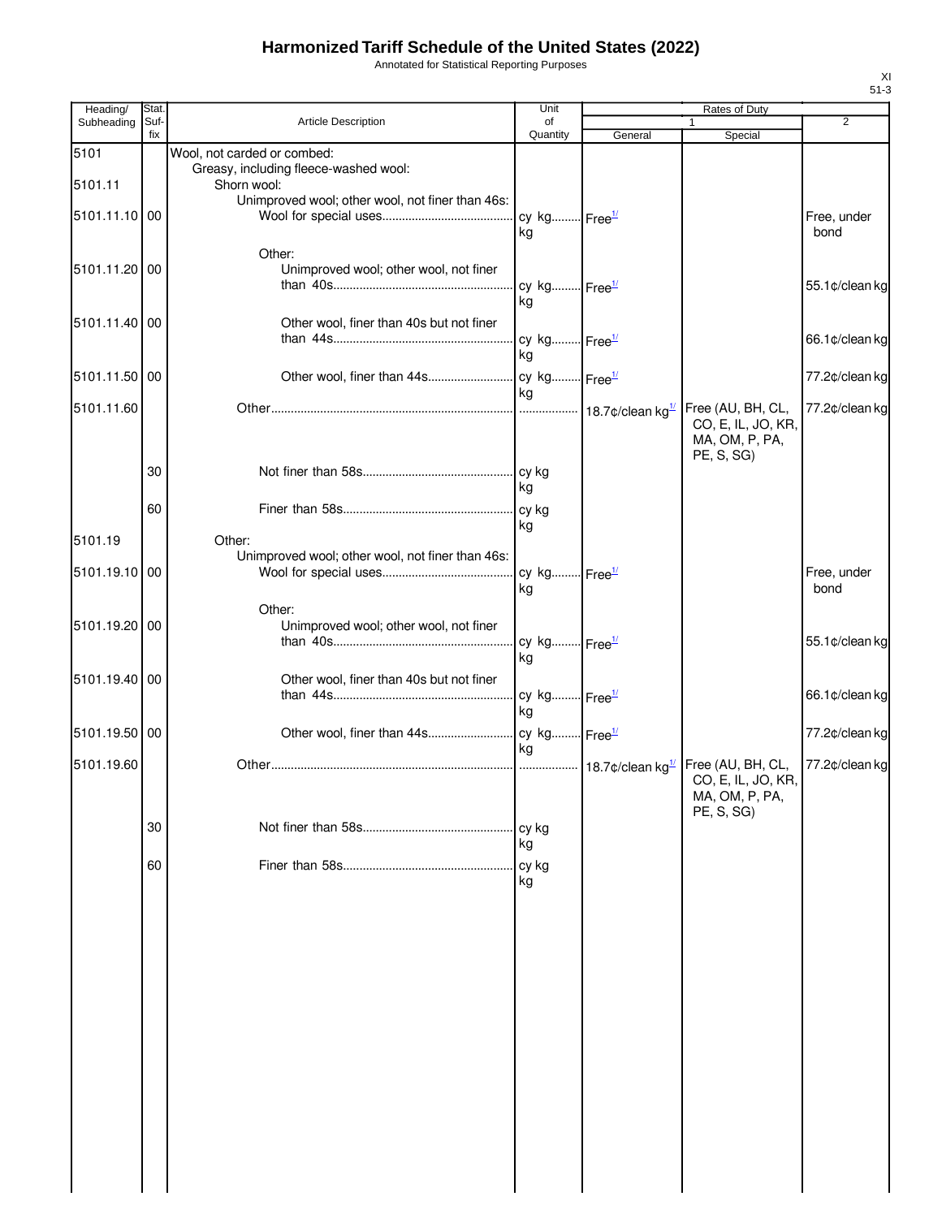# Harmonized Tariff Schedule of the United States (2022)

Annotated for Statistical Reporting Purposes

| Heading/ Subheading | Stat. Suf- fix | Article Description | Unit of Quantity | Rates of Duty 1 General | Special | 2 |
|---|---|---|---|---|---|---|
| 5101 | | Wool, not carded or combed: | | | | |
| | | Greasy, including fleece-washed wool: | | | | |
| 5101.11 | | Shorn wool: | | | | |
| | | Unimproved wool; other wool, not finer than 46s: | | | | |
| 5101.11.10 | 00 | Wool for special uses | cy kg kg | Free[1/] | | Free, under bond |
| | | Other: | | | | |
| 5101.11.20 | 00 | Unimproved wool; other wool, not finer than 40s | cy kg kg | Free[1/] | | 55.1¢/clean kg |
| 5101.11.40 | 00 | Other wool, finer than 40s but not finer than 44s | cy kg kg | Free[1/] | | 66.1¢/clean kg |
| 5101.11.50 | 00 | Other wool, finer than 44s | cy kg kg | Free[1/] | | 77.2¢/clean kg |
| 5101.11.60 | | Other | | 18.7¢/clean kg[1/] | Free (AU, BH, CL, CO, E, IL, JO, KR, MA, OM, P, PA, PE, S, SG) | 77.2¢/clean kg |
| | 30 | Not finer than 58s | cy kg kg | | | |
| | 60 | Finer than 58s | cy kg kg | | | |
| 5101.19 | | Other: | | | | |
| | | Unimproved wool; other wool, not finer than 46s: | | | | |
| 5101.19.10 | 00 | Wool for special uses | cy kg kg | Free[1/] | | Free, under bond |
| | | Other: | | | | |
| 5101.19.20 | 00 | Unimproved wool; other wool, not finer than 40s | cy kg kg | Free[1/] | | 55.1¢/clean kg |
| 5101.19.40 | 00 | Other wool, finer than 40s but not finer than 44s | cy kg kg | Free[1/] | | 66.1¢/clean kg |
| 5101.19.50 | 00 | Other wool, finer than 44s | cy kg kg | Free[1/] | | 77.2¢/clean kg |
| 5101.19.60 | | Other | | 18.7¢/clean kg[1/] | Free (AU, BH, CL, CO, E, IL, JO, KR, MA, OM, P, PA, PE, S, SG) | 77.2¢/clean kg |
| | 30 | Not finer than 58s | cy kg kg | | | |
| | 60 | Finer than 58s | cy kg kg | | | |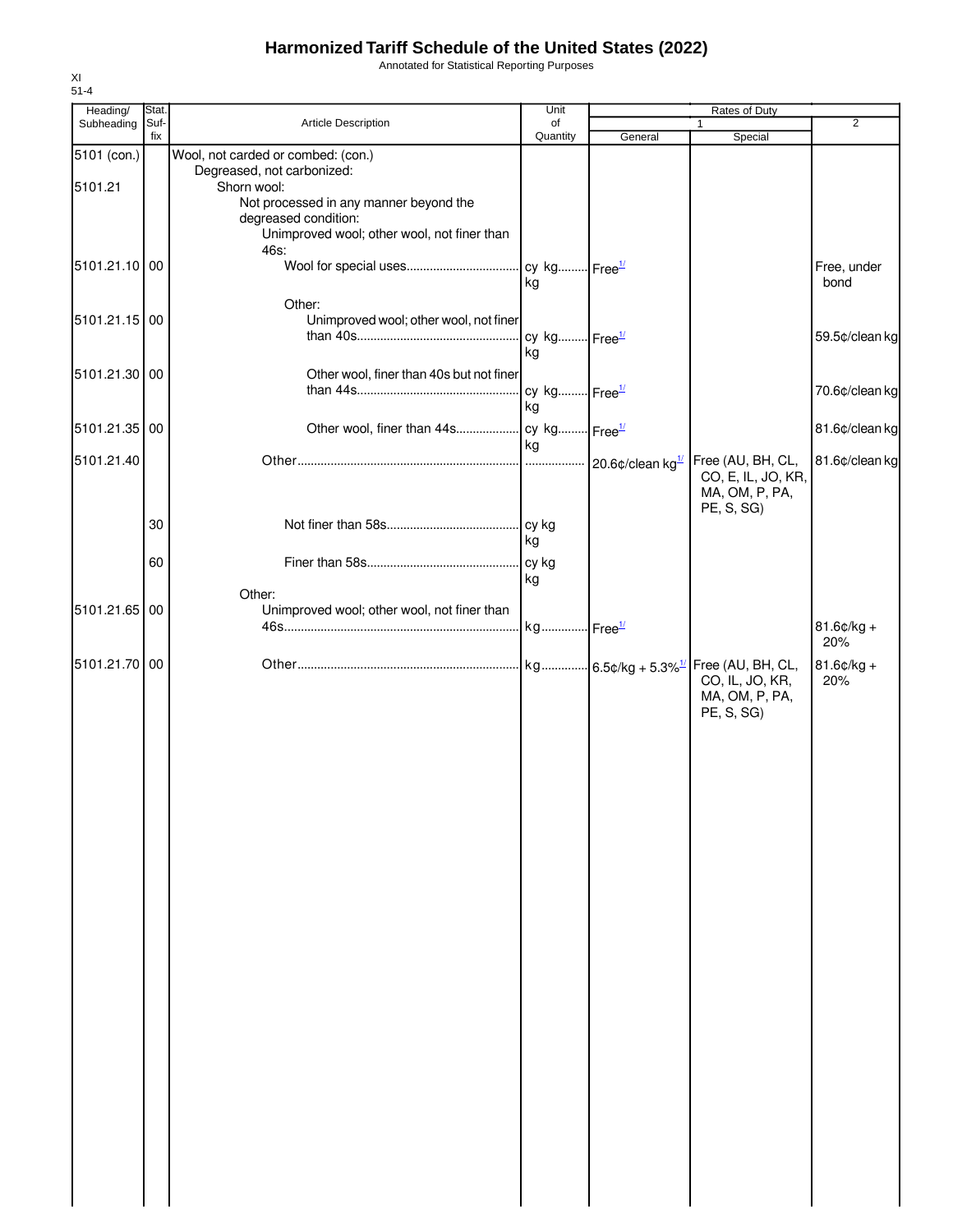# Harmonized Tariff Schedule of the United States (2022)

Annotated for Statistical Reporting Purposes

XI
51-4

| Heading/ Subheading | Stat. Suf- fix | Article Description | Unit of Quantity | Rates of Duty 1 General | Rates of Duty 1 Special | Rates of Duty 2 |
|---|---|---|---|---|---|---|
| 5101 (con.) | | Wool, not carded or combed: (con.) | | | | |
| | | Degreased, not carbonized: | | | | |
| 5101.21 | | Shorn wool: | | | | |
| | | Not processed in any manner beyond the degreased condition: | | | | |
| | | Unimproved wool; other wool, not finer than 46s: | | | | |
| 5101.21.10 | 00 | Wool for special uses | cy kg<br>kg | Free[1/] | | Free, under bond |
| | | Other: | | | | |
| 5101.21.15 | 00 | Unimproved wool; other wool, not finer than 40s | cy kg<br>kg | Free[1/] | | 59.5¢/clean kg |
| 5101.21.30 | 00 | Other wool, finer than 40s but not finer than 44s | cy kg<br>kg | Free[1/] | | 70.6¢/clean kg |
| 5101.21.35 | 00 | Other wool, finer than 44s | cy kg<br>kg | Free[1/] | | 81.6¢/clean kg |
| 5101.21.40 | | Other | | 20.6¢/clean kg[1/] | Free (AU, BH, CL, CO, E, IL, JO, KR, MA, OM, P, PA, PE, S, SG) | 81.6¢/clean kg |
| | 30 | Not finer than 58s | cy kg<br>kg | | | |
| | 60 | Finer than 58s | cy kg<br>kg | | | |
| | | Other: | | | | |
| 5101.21.65 | 00 | Unimproved wool; other wool, not finer than 46s | kg | Free[1/] | | 81.6¢/kg + 20% |
| 5101.21.70 | 00 | Other | kg | 6.5¢/kg + 5.3%[1/] | Free (AU, BH, CL, CO, IL, JO, KR, MA, OM, P, PA, PE, S, SG) | 81.6¢/kg + 20% |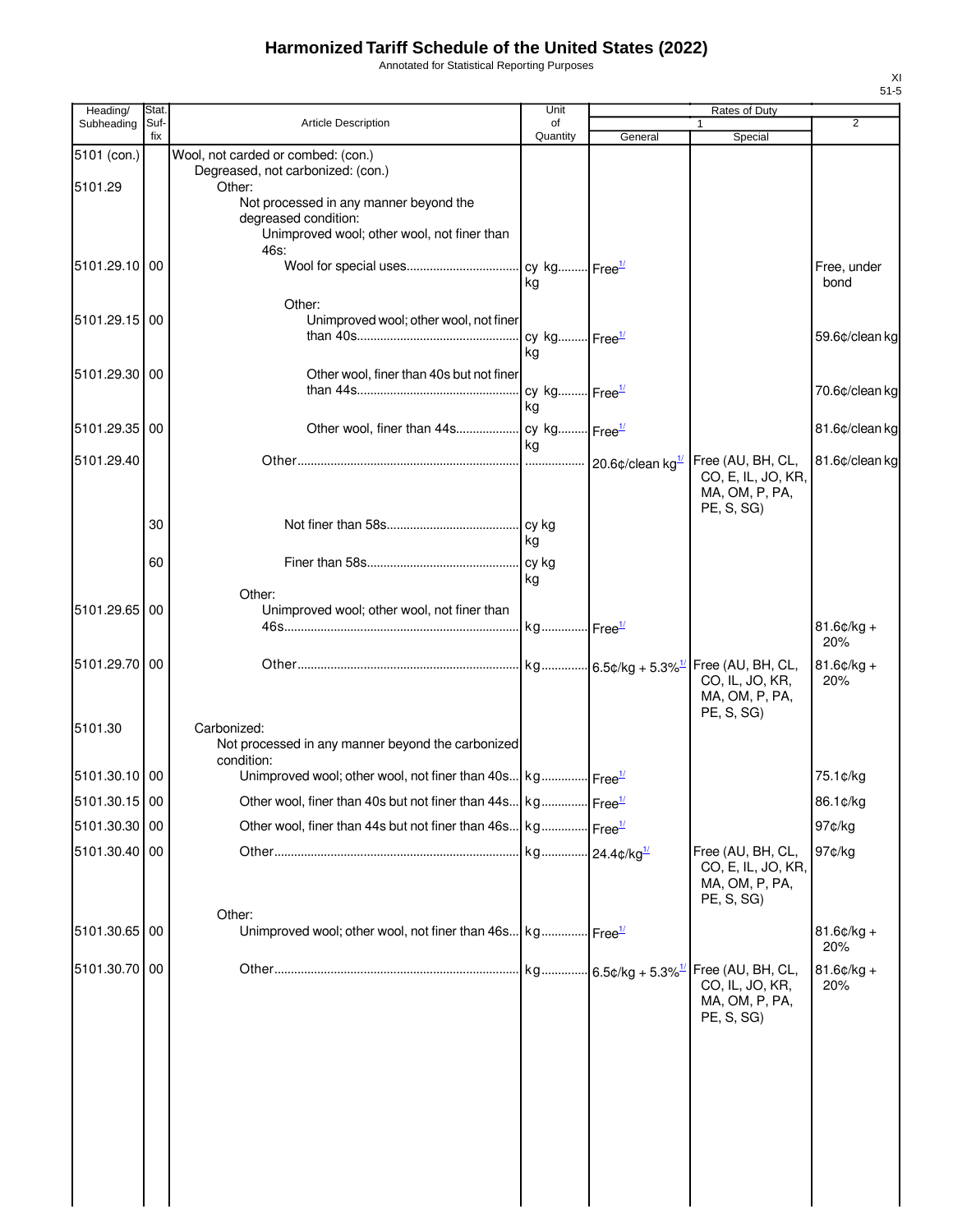# Harmonized Tariff Schedule of the United States (2022)

Annotated for Statistical Reporting Purposes

XI
51-5

| Heading/ Subheading | Stat. Suf- fix | Article Description | Unit of Quantity | Rates of Duty 1 General | Special | 2 |
|---|---|---|---|---|---|---|
| 5101 (con.) | | Wool, not carded or combed: (con.) | | | | |
| | | Degreased, not carbonized: (con.) | | | | |
| 5101.29 | | Other: | | | | |
| | | Not processed in any manner beyond the degreased condition: | | | | |
| | | Unimproved wool; other wool, not finer than 46s: | | | | |
| 5101.29.10 | 00 | Wool for special uses | cy kg kg | Free[1/] | | Free, under bond |
| | | Other: | | | | |
| 5101.29.15 | 00 | Unimproved wool; other wool, not finer than 40s | cy kg kg | Free[1/] | | 59.6¢/clean kg |
| 5101.29.30 | 00 | Other wool, finer than 40s but not finer than 44s | cy kg kg | Free[1/] | | 70.6¢/clean kg |
| 5101.29.35 | 00 | Other wool, finer than 44s | cy kg kg | Free[1/] | | 81.6¢/clean kg |
| 5101.29.40 | | Other | | 20.6¢/clean kg[1/] | Free (AU, BH, CL, CO, E, IL, JO, KR, MA, OM, P, PA, PE, S, SG) | 81.6¢/clean kg |
| | 30 | Not finer than 58s | cy kg kg | | | |
| | 60 | Finer than 58s | cy kg kg | | | |
| | | Other: | | | | |
| 5101.29.65 | 00 | Unimproved wool; other wool, not finer than 46s | kg | Free[1/] | | 81.6¢/kg + 20% |
| 5101.29.70 | 00 | Other | kg | 6.5¢/kg + 5.3%[1/] | Free (AU, BH, CL, CO, IL, JO, KR, MA, OM, P, PA, PE, S, SG) | 81.6¢/kg + 20% |
| 5101.30 | | Carbonized: | | | | |
| | | Not processed in any manner beyond the carbonized condition: | | | | |
| 5101.30.10 | 00 | Unimproved wool; other wool, not finer than 40s | kg | Free[1/] | | 75.1¢/kg |
| 5101.30.15 | 00 | Other wool, finer than 40s but not finer than 44s | kg | Free[1/] | | 86.1¢/kg |
| 5101.30.30 | 00 | Other wool, finer than 44s but not finer than 46s | kg | Free[1/] | | 97¢/kg |
| 5101.30.40 | 00 | Other | kg | 24.4¢/kg[1/] | Free (AU, BH, CL, CO, E, IL, JO, KR, MA, OM, P, PA, PE, S, SG) | 97¢/kg |
| | | Other: | | | | |
| 5101.30.65 | 00 | Unimproved wool; other wool, not finer than 46s | kg | Free[1/] | | 81.6¢/kg + 20% |
| 5101.30.70 | 00 | Other | kg | 6.5¢/kg + 5.3%[1/] | Free (AU, BH, CL, CO, IL, JO, KR, MA, OM, P, PA, PE, S, SG) | 81.6¢/kg + 20% |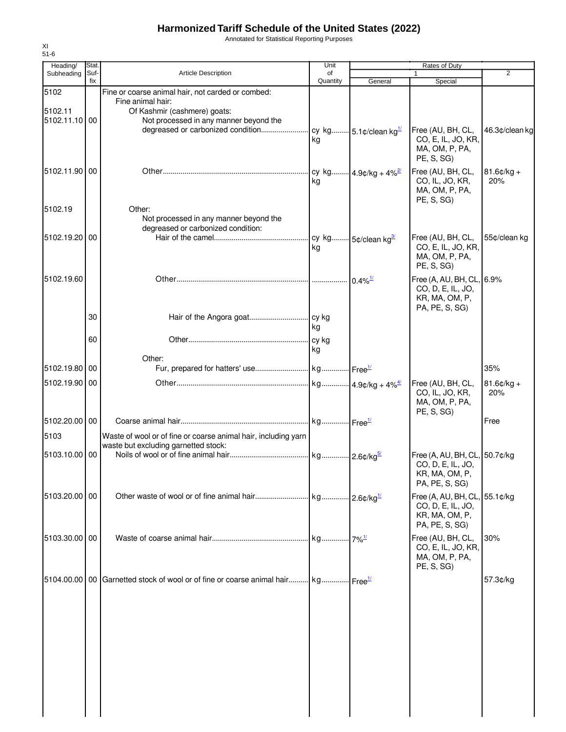# Harmonized Tariff Schedule of the United States (2022)

Annotated for Statistical Reporting Purposes

XI
51-6

| Heading/ Subheading | Stat. Suf- fix | Article Description | Unit of Quantity | Rates of Duty 1 General | Special | 2 |
|---|---|---|---|---|---|---|
| 5102 | | Fine or coarse animal hair, not carded or combed: | | | | |
| | | Fine animal hair: | | | | |
| 5102.11 | | Of Kashmir (cashmere) goats: | | | | |
| 5102.11.10 | 00 | Not processed in any manner beyond the degreased or carbonized condition | cy kg kg | 5.1¢/clean kg[1/] | Free (AU, BH, CL, CO, E, IL, JO, KR, MA, OM, P, PA, PE, S, SG) | 46.3¢/clean kg |
| 5102.11.90 | 00 | Other | cy kg kg | 4.9¢/kg + 4%[2/] | Free (AU, BH, CL, CO, IL, JO, KR, MA, OM, P, PA, PE, S, SG) | 81.6¢/kg + 20% |
| 5102.19 | | Other: | | | | |
| | | Not processed in any manner beyond the degreased or carbonized condition: | | | | |
| 5102.19.20 | 00 | Hair of the camel | cy kg kg | 5¢/clean kg[3/] | Free (AU, BH, CL, CO, E, IL, JO, KR, MA, OM, P, PA, PE, S, SG) | 55¢/clean kg |
| 5102.19.60 | | Other | | 0.4%[1/] | Free (A, AU, BH, CL, CO, D, E, IL, JO, KR, MA, OM, P, PA, PE, S, SG) | 6.9% |
| | 30 | Hair of the Angora goat | cy kg kg | | | |
| | 60 | Other | cy kg kg | | | |
| | | Other: | | | | |
| 5102.19.80 | 00 | Fur, prepared for hatters' use | kg | Free[1/] | | 35% |
| 5102.19.90 | 00 | Other | kg | 4.9¢/kg + 4%[4/] | Free (AU, BH, CL, CO, IL, JO, KR, MA, OM, P, PA, PE, S, SG) | 81.6¢/kg + 20% |
| 5102.20.00 | 00 | Coarse animal hair | kg | Free[1/] | | Free |
| 5103 | | Waste of wool or of fine or coarse animal hair, including yarn waste but excluding garnetted stock: | | | | |
| 5103.10.00 | 00 | Noils of wool or of fine animal hair | kg | 2.6¢/kg[5/] | Free (A, AU, BH, CL, CO, D, E, IL, JO, KR, MA, OM, P, PA, PE, S, SG) | 50.7¢/kg |
| 5103.20.00 | 00 | Other waste of wool or of fine animal hair | kg | 2.6¢/kg[1/] | Free (A, AU, BH, CL, CO, D, E, IL, JO, KR, MA, OM, P, PA, PE, S, SG) | 55.1¢/kg |
| 5103.30.00 | 00 | Waste of coarse animal hair | kg | 7%[1/] | Free (AU, BH, CL, CO, E, IL, JO, KR, MA, OM, P, PA, PE, S, SG) | 30% |
| 5104.00.00 | 00 | Garnetted stock of wool or of fine or coarse animal hair | kg | Free[1/] | | 57.3¢/kg |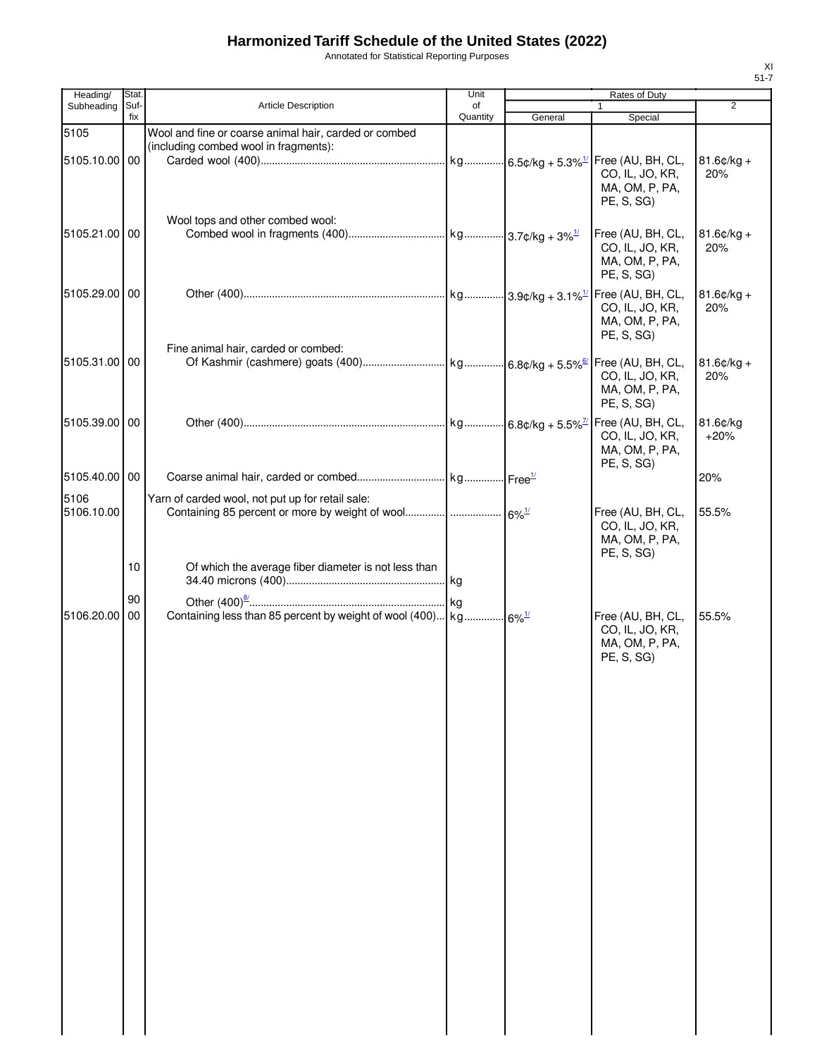# Harmonized Tariff Schedule of the United States (2022)

Annotated for Statistical Reporting Purposes

XI
51-7

| Heading/ Subheading | Stat. Suf- fix | Article Description | Unit of Quantity | Rates of Duty 1 General | Special | 2 |
|---|---|---|---|---|---|---|
| 5105 | | Wool and fine or coarse animal hair, carded or combed (including combed wool in fragments): | | | | |
| 5105.10.00 | 00 | Carded wool (400) | kg | 6.5¢/kg + 5.3%[1/] | Free (AU, BH, CL, CO, IL, JO, KR, MA, OM, P, PA, PE, S, SG) | 81.6¢/kg + 20% |
| | | Wool tops and other combed wool: | | | | |
| 5105.21.00 | 00 | Combed wool in fragments (400) | kg | 3.7¢/kg + 3%[1/] | Free (AU, BH, CL, CO, IL, JO, KR, MA, OM, P, PA, PE, S, SG) | 81.6¢/kg + 20% |
| 5105.29.00 | 00 | Other (400) | kg | 3.9¢/kg + 3.1%[1/] | Free (AU, BH, CL, CO, IL, JO, KR, MA, OM, P, PA, PE, S, SG) | 81.6¢/kg + 20% |
| | | Fine animal hair, carded or combed: | | | | |
| 5105.31.00 | 00 | Of Kashmir (cashmere) goats (400) | kg | 6.8¢/kg + 5.5%[6/] | Free (AU, BH, CL, CO, IL, JO, KR, MA, OM, P, PA, PE, S, SG) | 81.6¢/kg + 20% |
| 5105.39.00 | 00 | Other (400) | kg | 6.8¢/kg + 5.5%[7/] | Free (AU, BH, CL, CO, IL, JO, KR, MA, OM, P, PA, PE, S, SG) | 81.6¢/kg +20% |
| 5105.40.00 | 00 | Coarse animal hair, carded or combed | kg | Free[1/] | | 20% |
| 5106 | | Yarn of carded wool, not put up for retail sale: | | | | |
| 5106.10.00 | | Containing 85 percent or more by weight of wool | | 6%[1/] | Free (AU, BH, CL, CO, IL, JO, KR, MA, OM, P, PA, PE, S, SG) | 55.5% |
| | 10 | Of which the average fiber diameter is not less than 34.40 microns (400) | kg | | | |
| | 90 | Other (400)[8/] | kg | | | |
| 5106.20.00 | 00 | Containing less than 85 percent by weight of wool (400) | kg | 6%[1/] | Free (AU, BH, CL, CO, IL, JO, KR, MA, OM, P, PA, PE, S, SG) | 55.5% |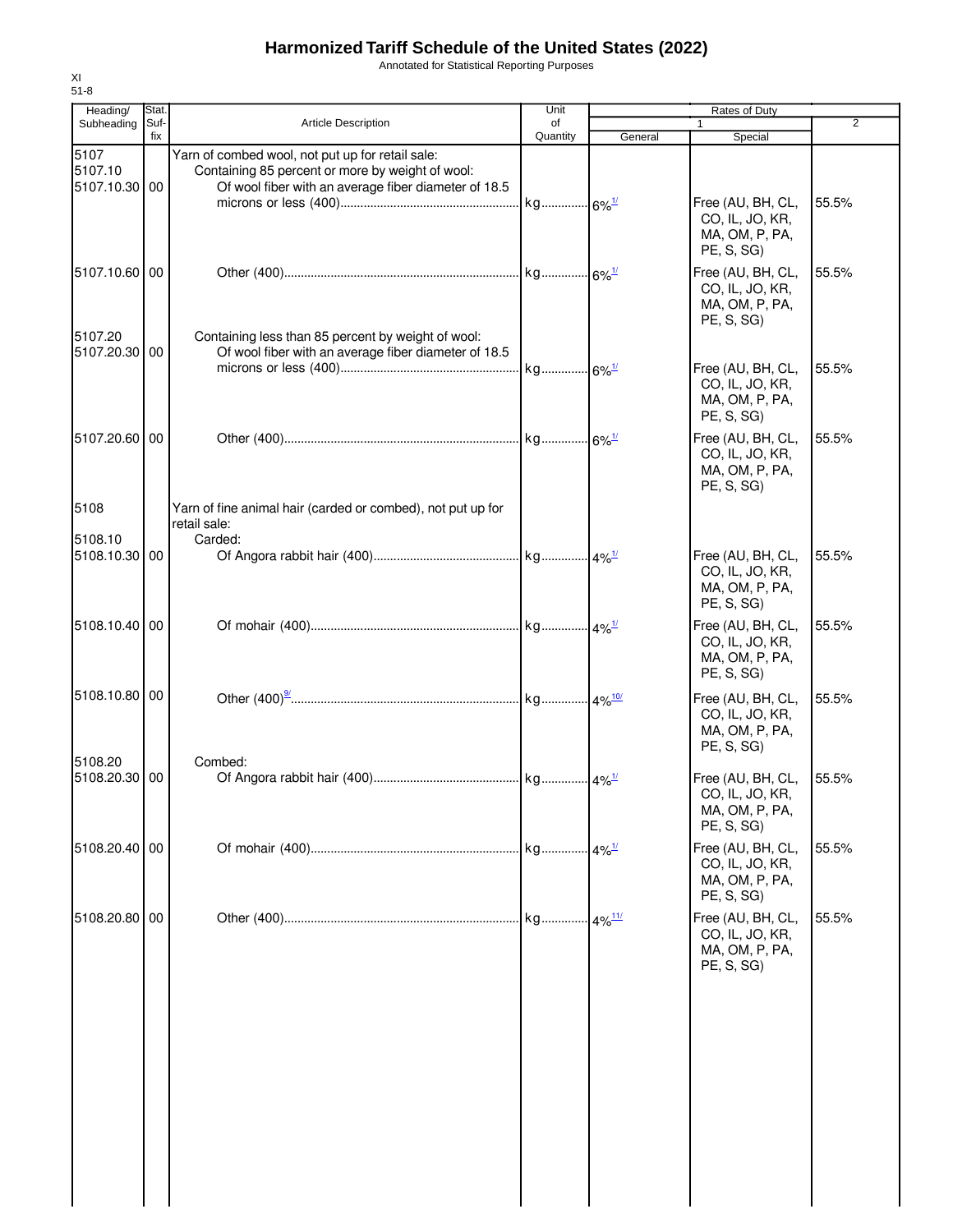# Harmonized Tariff Schedule of the United States (2022)

Annotated for Statistical Reporting Purposes

XI
51-8

| Heading/ Subheading | Stat. Suf- fix | Article Description | Unit of Quantity | Rates of Duty 1 General | Special | 2 |
|---|---|---|---|---|---|---|
| 5107 | | Yarn of combed wool, not put up for retail sale: | | | | |
| 5107.10 | | Containing 85 percent or more by weight of wool: | | | | |
| 5107.10.30 | 00 | Of wool fiber with an average fiber diameter of 18.5 microns or less (400) | kg | 6%[1/] | Free (AU, BH, CL, CO, IL, JO, KR, MA, OM, P, PA, PE, S, SG) | 55.5% |
| 5107.10.60 | 00 | Other (400) | kg | 6%[1/] | Free (AU, BH, CL, CO, IL, JO, KR, MA, OM, P, PA, PE, S, SG) | 55.5% |
| 5107.20 | | Containing less than 85 percent by weight of wool: | | | | |
| 5107.20.30 | 00 | Of wool fiber with an average fiber diameter of 18.5 microns or less (400) | kg | 6%[1/] | Free (AU, BH, CL, CO, IL, JO, KR, MA, OM, P, PA, PE, S, SG) | 55.5% |
| 5107.20.60 | 00 | Other (400) | kg | 6%[1/] | Free (AU, BH, CL, CO, IL, JO, KR, MA, OM, P, PA, PE, S, SG) | 55.5% |
| 5108 | | Yarn of fine animal hair (carded or combed), not put up for retail sale: | | | | |
| 5108.10 | | Carded: | | | | |
| 5108.10.30 | 00 | Of Angora rabbit hair (400) | kg | 4%[1/] | Free (AU, BH, CL, CO, IL, JO, KR, MA, OM, P, PA, PE, S, SG) | 55.5% |
| 5108.10.40 | 00 | Of mohair (400) | kg | 4%[1/] | Free (AU, BH, CL, CO, IL, JO, KR, MA, OM, P, PA, PE, S, SG) | 55.5% |
| 5108.10.80 | 00 | Other (400)[9/] | kg | 4%[10/] | Free (AU, BH, CL, CO, IL, JO, KR, MA, OM, P, PA, PE, S, SG) | 55.5% |
| 5108.20 | | Combed: | | | | |
| 5108.20.30 | 00 | Of Angora rabbit hair (400) | kg | 4%[1/] | Free (AU, BH, CL, CO, IL, JO, KR, MA, OM, P, PA, PE, S, SG) | 55.5% |
| 5108.20.40 | 00 | Of mohair (400) | kg | 4%[1/] | Free (AU, BH, CL, CO, IL, JO, KR, MA, OM, P, PA, PE, S, SG) | 55.5% |
| 5108.20.80 | 00 | Other (400) | kg | 4%[11/] | Free (AU, BH, CL, CO, IL, JO, KR, MA, OM, P, PA, PE, S, SG) | 55.5% |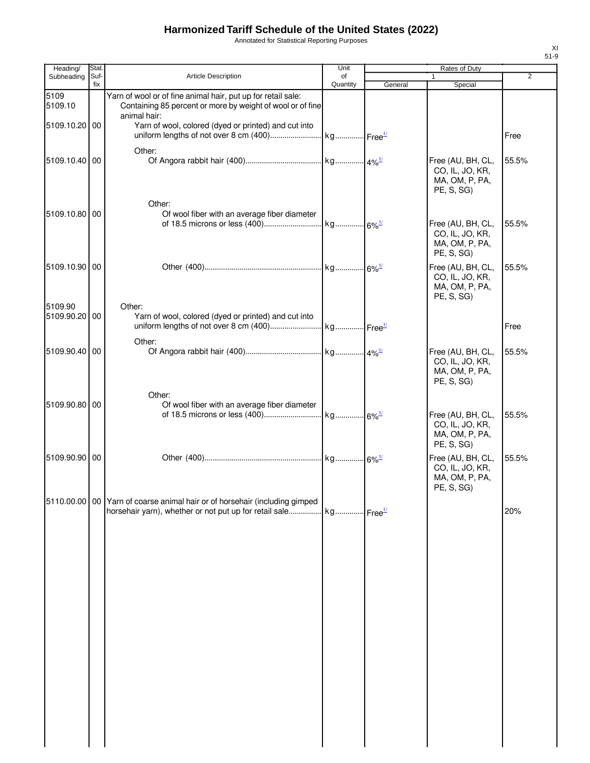# Harmonized Tariff Schedule of the United States (2022)

Annotated for Statistical Reporting Purposes

XI
51-9

| Heading/ Subheading | Stat. Suf- fix | Article Description | Unit of Quantity | Rates of Duty 1 General | Special | 2 |
|---|---|---|---|---|---|---|
| 5109 | | Yarn of wool or of fine animal hair, put up for retail sale: | | | | |
| 5109.10 | | Containing 85 percent or more by weight of wool or of fine animal hair: | | | | |
| 5109.10.20 | 00 | Yarn of wool, colored (dyed or printed) and cut into uniform lengths of not over 8 cm (400) | kg | Free[1/] | | Free |
| | | Other: | | | | |
| 5109.10.40 | 00 | Of Angora rabbit hair (400) | kg | 4%[1/] | Free (AU, BH, CL, CO, IL, JO, KR, MA, OM, P, PA, PE, S, SG) | 55.5% |
| | | Other: | | | | |
| 5109.10.80 | 00 | Of wool fiber with an average fiber diameter of 18.5 microns or less (400) | kg | 6%[1/] | Free (AU, BH, CL, CO, IL, JO, KR, MA, OM, P, PA, PE, S, SG) | 55.5% |
| 5109.10.90 | 00 | Other (400) | kg | 6%[1/] | Free (AU, BH, CL, CO, IL, JO, KR, MA, OM, P, PA, PE, S, SG) | 55.5% |
| 5109.90 | | Other: | | | | |
| 5109.90.20 | 00 | Yarn of wool, colored (dyed or printed) and cut into uniform lengths of not over 8 cm (400) | kg | Free[1/] | | Free |
| | | Other: | | | | |
| 5109.90.40 | 00 | Of Angora rabbit hair (400) | kg | 4%[1/] | Free (AU, BH, CL, CO, IL, JO, KR, MA, OM, P, PA, PE, S, SG) | 55.5% |
| | | Other: | | | | |
| 5109.90.80 | 00 | Of wool fiber with an average fiber diameter of 18.5 microns or less (400) | kg | 6%[1/] | Free (AU, BH, CL, CO, IL, JO, KR, MA, OM, P, PA, PE, S, SG) | 55.5% |
| 5109.90.90 | 00 | Other (400) | kg | 6%[1/] | Free (AU, BH, CL, CO, IL, JO, KR, MA, OM, P, PA, PE, S, SG) | 55.5% |
| 5110.00.00 | 00 | Yarn of coarse animal hair or of horsehair (including gimped horsehair yarn), whether or not put up for retail sale | kg | Free[1/] | | 20% |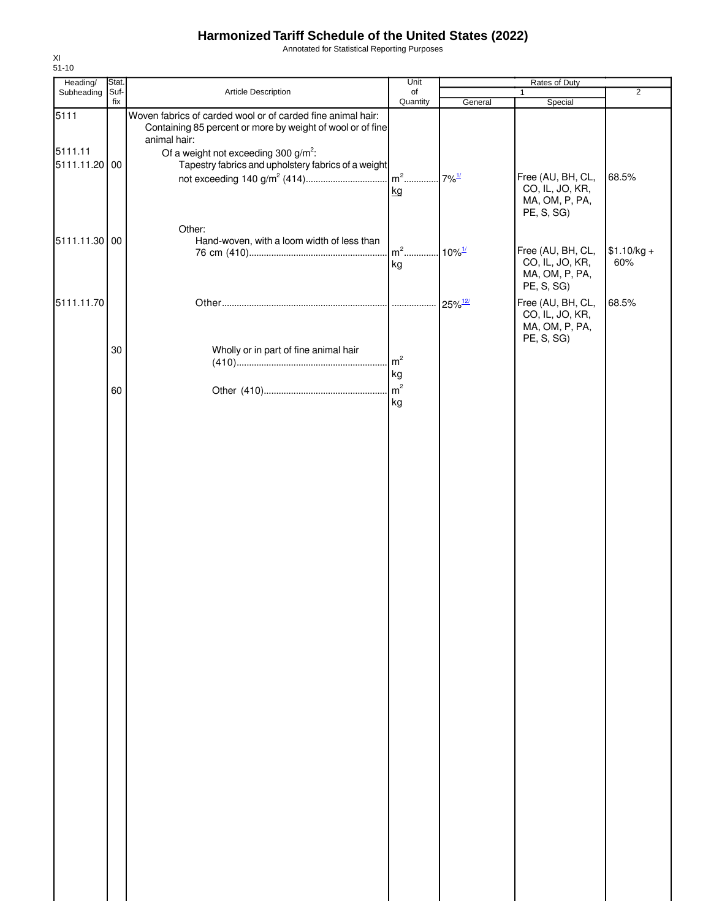# Harmonized Tariff Schedule of the United States (2022)

Annotated for Statistical Reporting Purposes

XI
51-10

| Heading/ Subheading | Stat. Suf- fix | Article Description | Unit of Quantity | Rates of Duty 1 General | Special | 2 |
|---|---|---|---|---|---|---|
| 5111 | | Woven fabrics of carded wool or of carded fine animal hair: | | | | |
| | | Containing 85 percent or more by weight of wool or of fine animal hair: | | | | |
| 5111.11 | | Of a weight not exceeding 300 g/m$^2$: | | | | |
| 5111.11.20 | 00 | Tapestry fabrics and upholstery fabrics of a weight not exceeding 140 g/m$^2$ (414) | m$^2$ kg | 7%[1/] | Free (AU, BH, CL, CO, IL, JO, KR, MA, OM, P, PA, PE, S, SG) | 68.5% |
| | | Other: | | | | |
| 5111.11.30 | 00 | Hand-woven, with a loom width of less than 76 cm (410) | m$^2$ kg | 10%[1/] | Free (AU, BH, CL, CO, IL, JO, KR, MA, OM, P, PA, PE, S, SG) | $1.10/kg + 60% |
| 5111.11.70 | | Other | | 25%[12/] | Free (AU, BH, CL, CO, IL, JO, KR, MA, OM, P, PA, PE, S, SG) | 68.5% |
| | 30 | Wholly or in part of fine animal hair (410) | m$^2$ kg | | | |
| | 60 | Other (410) | m$^2$ kg | | | |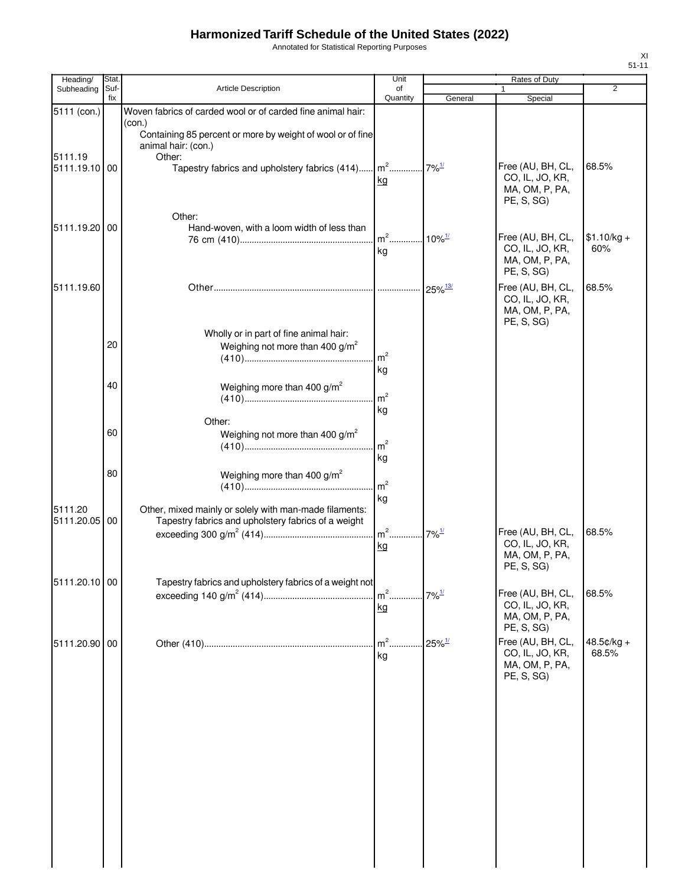# Harmonized Tariff Schedule of the United States (2022)

Annotated for Statistical Reporting Purposes

XI
51-11

| Heading/ Subheading | Stat. Suf- fix | Article Description | Unit of Quantity | Rates of Duty 1 General | Special | 2 |
|---|---|---|---|---|---|---|
| 5111 (con.) | | Woven fabrics of carded wool or of carded fine animal hair: (con.) | | | | |
| | | Containing 85 percent or more by weight of wool or of fine animal hair: (con.) | | | | |
| 5111.19 | | Other: | | | | |
| 5111.19.10 | 00 | Tapestry fabrics and upholstery fabrics (414) | $m^2$ kg | 7%[1/] | Free (AU, BH, CL, CO, IL, JO, KR, MA, OM, P, PA, PE, S, SG) | 68.5% |
| | | Other: | | | | |
| 5111.19.20 | 00 | Hand-woven, with a loom width of less than 76 cm (410) | $m^2$ kg | 10%[1/] | Free (AU, BH, CL, CO, IL, JO, KR, MA, OM, P, PA, PE, S, SG) | $1.10/kg + 60% |
| 5111.19.60 | | Other | | 25%[13/] | Free (AU, BH, CL, CO, IL, JO, KR, MA, OM, P, PA, PE, S, SG) | 68.5% |
| | | Wholly or in part of fine animal hair: | | | | |
| | 20 | Weighing not more than 400 $g/m^2$ (410) | $m^2$ kg | | | |
| | 40 | Weighing more than 400 $g/m^2$ (410) | $m^2$ kg | | | |
| | | Other: | | | | |
| | 60 | Weighing not more than 400 $g/m^2$ (410) | $m^2$ kg | | | |
| | 80 | Weighing more than 400 $g/m^2$ (410) | $m^2$ kg | | | |
| 5111.20 | | Other, mixed mainly or solely with man-made filaments: | | | | |
| 5111.20.05 | 00 | Tapestry fabrics and upholstery fabrics of a weight exceeding 300 $g/m^2$ (414) | $m^2$ kg | 7%[1/] | Free (AU, BH, CL, CO, IL, JO, KR, MA, OM, P, PA, PE, S, SG) | 68.5% |
| 5111.20.10 | 00 | Tapestry fabrics and upholstery fabrics of a weight not exceeding 140 $g/m^2$ (414) | $m^2$ kg | 7%[1/] | Free (AU, BH, CL, CO, IL, JO, KR, MA, OM, P, PA, PE, S, SG) | 68.5% |
| 5111.20.90 | 00 | Other (410) | $m^2$ kg | 25%[1/] | Free (AU, BH, CL, CO, IL, JO, KR, MA, OM, P, PA, PE, S, SG) | 48.5¢/kg + 68.5% |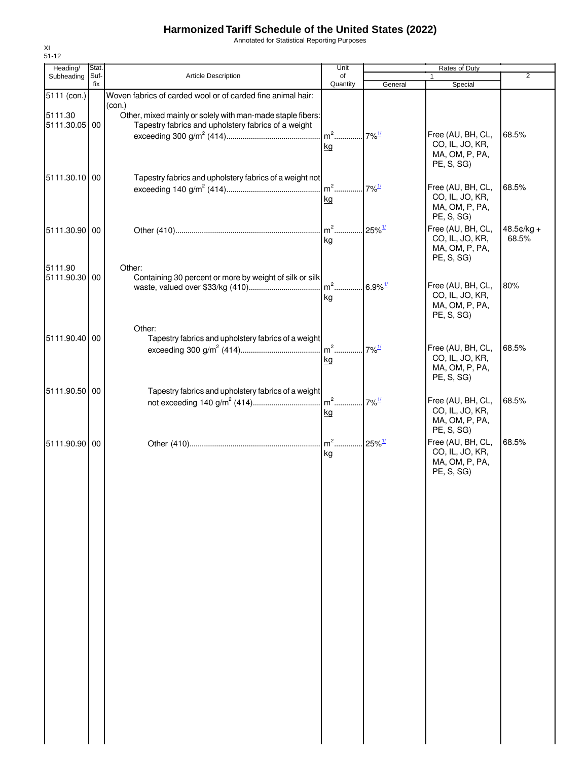# Harmonized Tariff Schedule of the United States (2022)

Annotated for Statistical Reporting Purposes

XI
51-12

| Heading/ Subheading | Stat. Suf- fix | Article Description | Unit of Quantity | Rates of Duty 1 General | Special | 2 |
|---|---|---|---|---|---|---|
| 5111 (con.) | | Woven fabrics of carded wool or of carded fine animal hair: (con.) | | | | |
| 5111.30 | | Other, mixed mainly or solely with man-made staple fibers: | | | | |
| 5111.30.05 | 00 | Tapestry fabrics and upholstery fabrics of a weight exceeding 300 g/m$^2$ (414) | m$^2$ kg | 7%[1/] | Free (AU, BH, CL, CO, IL, JO, KR, MA, OM, P, PA, PE, S, SG) | 68.5% |
| 5111.30.10 | 00 | Tapestry fabrics and upholstery fabrics of a weight not exceeding 140 g/m$^2$ (414) | m$^2$ kg | 7%[1/] | Free (AU, BH, CL, CO, IL, JO, KR, MA, OM, P, PA, PE, S, SG) | 68.5% |
| 5111.30.90 | 00 | Other (410) | m$^2$ kg | 25%[1/] | Free (AU, BH, CL, CO, IL, JO, KR, MA, OM, P, PA, PE, S, SG) | 48.5¢/kg + 68.5% |
| 5111.90 | | Other: | | | | |
| 5111.90.30 | 00 | Containing 30 percent or more by weight of silk or silk waste, valued over $33/kg (410) | m$^2$ kg | 6.9%[1/] | Free (AU, BH, CL, CO, IL, JO, KR, MA, OM, P, PA, PE, S, SG) | 80% |
| | | Other: | | | | |
| 5111.90.40 | 00 | Tapestry fabrics and upholstery fabrics of a weight exceeding 300 g/m$^2$ (414) | m$^2$ kg | 7%[1/] | Free (AU, BH, CL, CO, IL, JO, KR, MA, OM, P, PA, PE, S, SG) | 68.5% |
| 5111.90.50 | 00 | Tapestry fabrics and upholstery fabrics of a weight not exceeding 140 g/m$^2$ (414) | m$^2$ kg | 7%[1/] | Free (AU, BH, CL, CO, IL, JO, KR, MA, OM, P, PA, PE, S, SG) | 68.5% |
| 5111.90.90 | 00 | Other (410) | m$^2$ kg | 25%[1/] | Free (AU, BH, CL, CO, IL, JO, KR, MA, OM, P, PA, PE, S, SG) | 68.5% |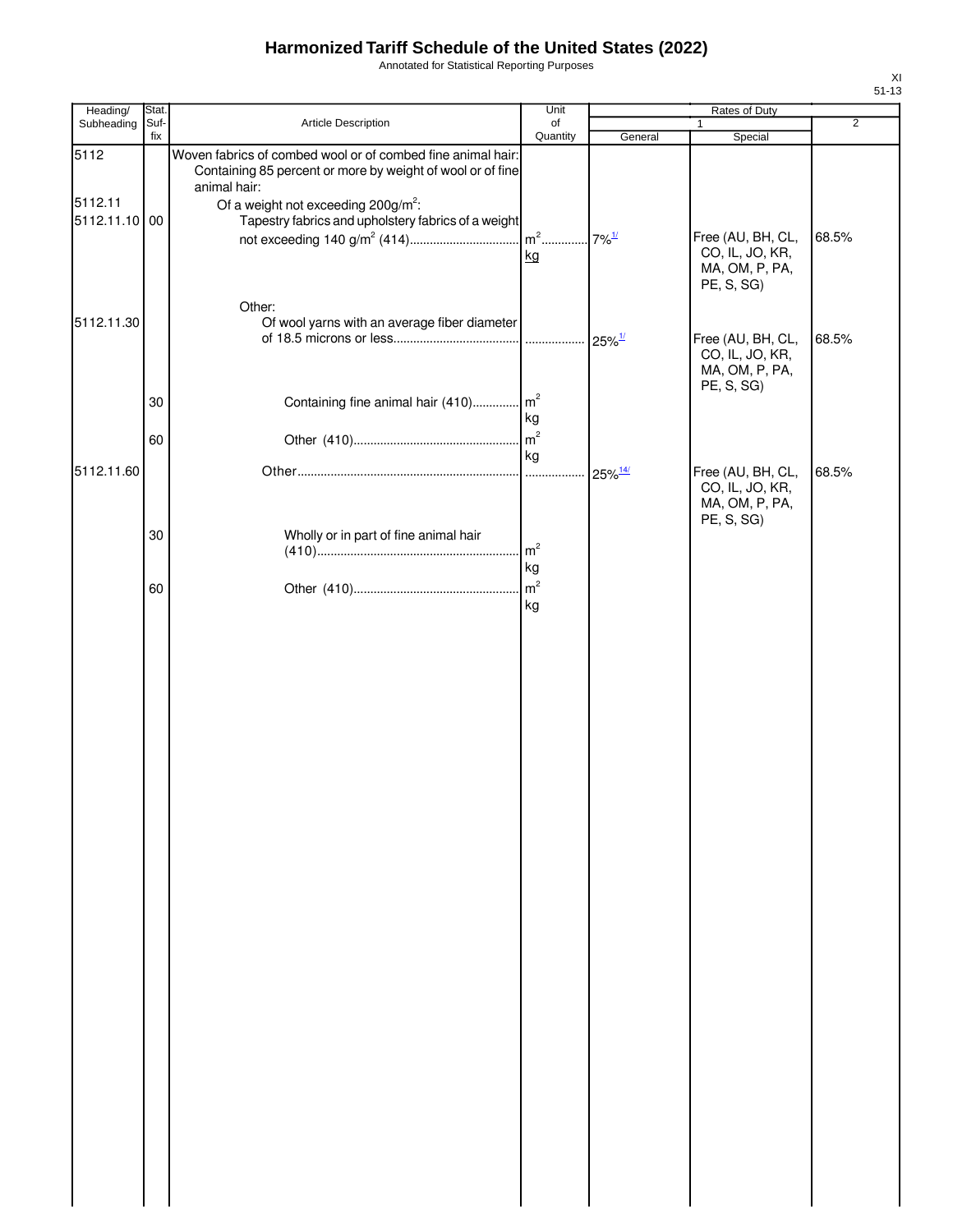# Harmonized Tariff Schedule of the United States (2022)

Annotated for Statistical Reporting Purposes

XI
51-13

| Heading/ Subheading | Stat. Suf- fix | Article Description | Unit of Quantity | Rates of Duty 1 General | Special | 2 |
|---|---|---|---|---|---|---|
| 5112 | | Woven fabrics of combed wool or of combed fine animal hair: | | | | |
| | | Containing 85 percent or more by weight of wool or of fine animal hair: | | | | |
| 5112.11 | | Of a weight not exceeding 200g/m²: | | | | |
| 5112.11.10 | 00 | Tapestry fabrics and upholstery fabrics of a weight not exceeding 140 g/m² (414) | m² kg | 7%[1/] | Free (AU, BH, CL, CO, IL, JO, KR, MA, OM, P, PA, PE, S, SG) | 68.5% |
| | | Other: | | | | |
| 5112.11.30 | | Of wool yarns with an average fiber diameter of 18.5 microns or less | | 25%[1/] | Free (AU, BH, CL, CO, IL, JO, KR, MA, OM, P, PA, PE, S, SG) | 68.5% |
| | 30 | Containing fine animal hair (410) | m² kg | | | |
| | 60 | Other (410) | m² kg | | | |
| 5112.11.60 | | Other | | 25%[14/] | Free (AU, BH, CL, CO, IL, JO, KR, MA, OM, P, PA, PE, S, SG) | 68.5% |
| | 30 | Wholly or in part of fine animal hair (410) | m² kg | | | |
| | 60 | Other (410) | m² kg | | | |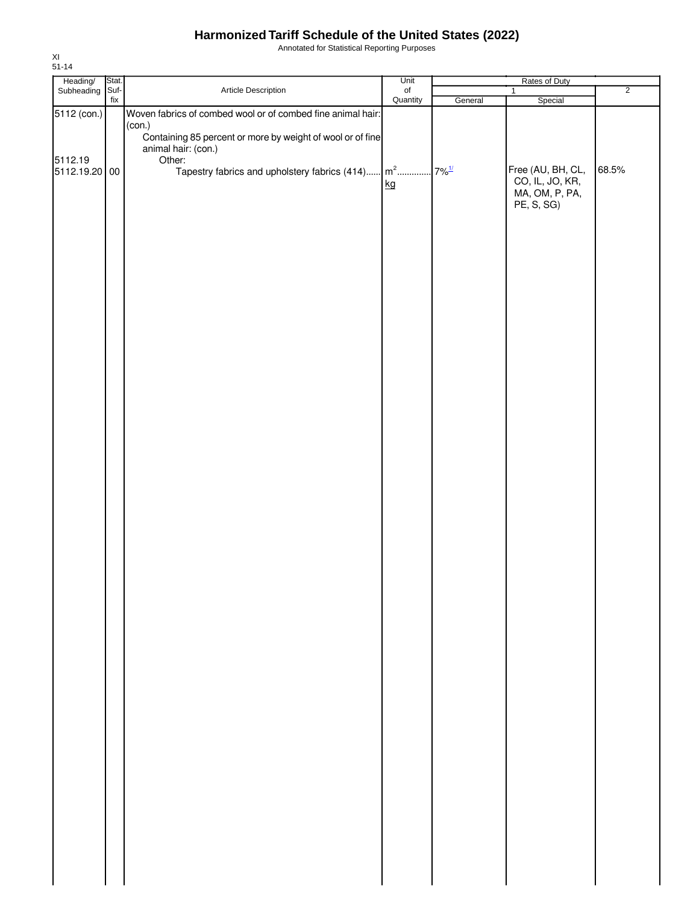# Harmonized Tariff Schedule of the United States (2022)

Annotated for Statistical Reporting Purposes

XI
51-14

| Heading/ Subheading | Stat. Suf- fix | Article Description | Unit of Quantity | Rates of Duty 1 General | Rates of Duty 1 Special | Rates of Duty 2 |
|---|---|---|---|---|---|---|
| 5112 (con.) | | Woven fabrics of combed wool or of combed fine animal hair: (con.) | | | | |
| | | Containing 85 percent or more by weight of wool or of fine animal hair: (con.) | | | | |
| 5112.19 | | Other: | | | | |
| 5112.19.20 | 00 | Tapestry fabrics and upholstery fabrics (414) | $m^2$ kg | 7%[1/] | Free (AU, BH, CL, CO, IL, JO, KR, MA, OM, P, PA, PE, S, SG) | 68.5% |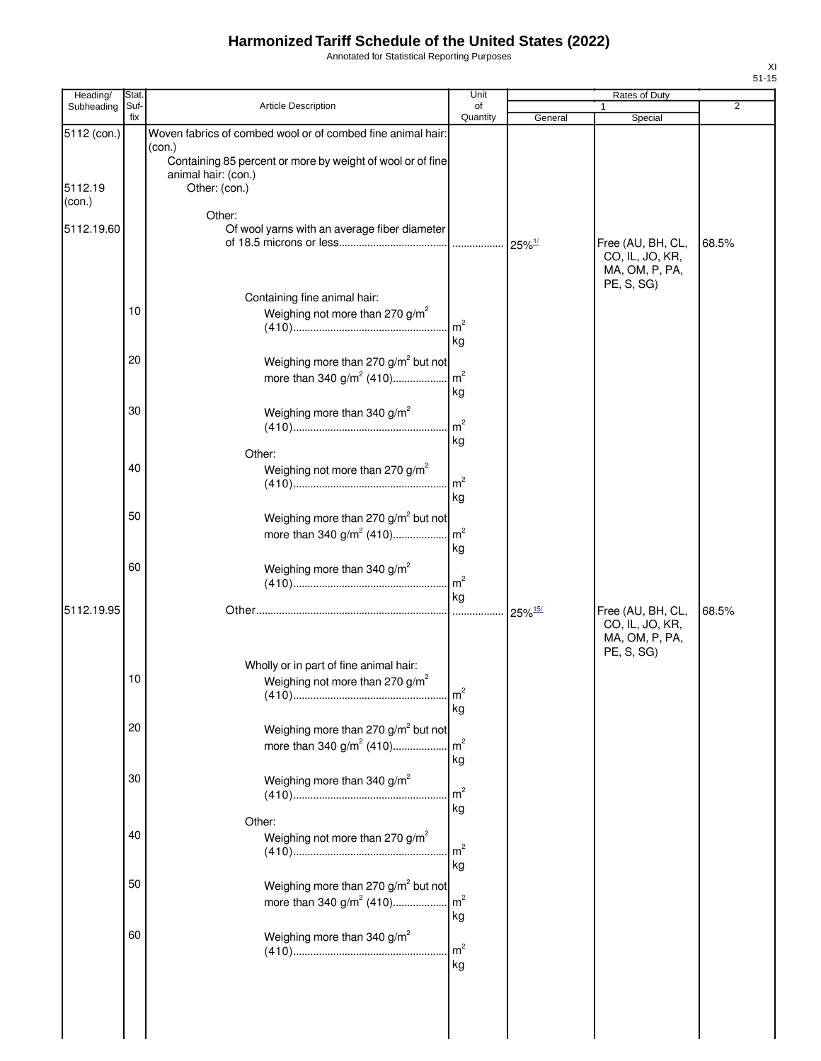# Harmonized Tariff Schedule of the United States (2022)

Annotated for Statistical Reporting Purposes

| Heading/ Subheading | Stat. Suf-fix | Article Description | Unit of Quantity | Rates of Duty 1 General | Rates of Duty 1 Special | Rates of Duty 2 |
|---|---|---|---|---|---|---|
| 5112 (con.) | | Woven fabrics of combed wool or of combed fine animal hair: (con.) | | | | |
| | | Containing 85 percent or more by weight of wool or of fine animal hair: (con.) | | | | |
| 5112.19 (con.) | | Other: (con.) | | | | |
| | | Other: | | | | |
| 5112.19.60 | | Of wool yarns with an average fiber diameter of 18.5 microns or less | | 25%[1/] | Free (AU, BH, CL, CO, IL, JO, KR, MA, OM, P, PA, PE, S, SG) | 68.5% |
| | | Containing fine animal hair: | | | | |
| | 10 | Weighing not more than 270 g/m² (410) | m² kg | | | |
| | 20 | Weighing more than 270 g/m² but not more than 340 g/m² (410) | m² kg | | | |
| | 30 | Weighing more than 340 g/m² (410) | m² kg | | | |
| | | Other: | | | | |
| | 40 | Weighing not more than 270 g/m² (410) | m² kg | | | |
| | 50 | Weighing more than 270 g/m² but not more than 340 g/m² (410) | m² kg | | | |
| | 60 | Weighing more than 340 g/m² (410) | m² kg | | | |
| 5112.19.95 | | Other | | 25%[15/] | Free (AU, BH, CL, CO, IL, JO, KR, MA, OM, P, PA, PE, S, SG) | 68.5% |
| | | Wholly or in part of fine animal hair: | | | | |
| | 10 | Weighing not more than 270 g/m² (410) | m² kg | | | |
| | 20 | Weighing more than 270 g/m² but not more than 340 g/m² (410) | m² kg | | | |
| | 30 | Weighing more than 340 g/m² (410) | m² kg | | | |
| | | Other: | | | | |
| | 40 | Weighing not more than 270 g/m² (410) | m² kg | | | |
| | 50 | Weighing more than 270 g/m² but not more than 340 g/m² (410) | m² kg | | | |
| | 60 | Weighing more than 340 g/m² (410) | m² kg | | | |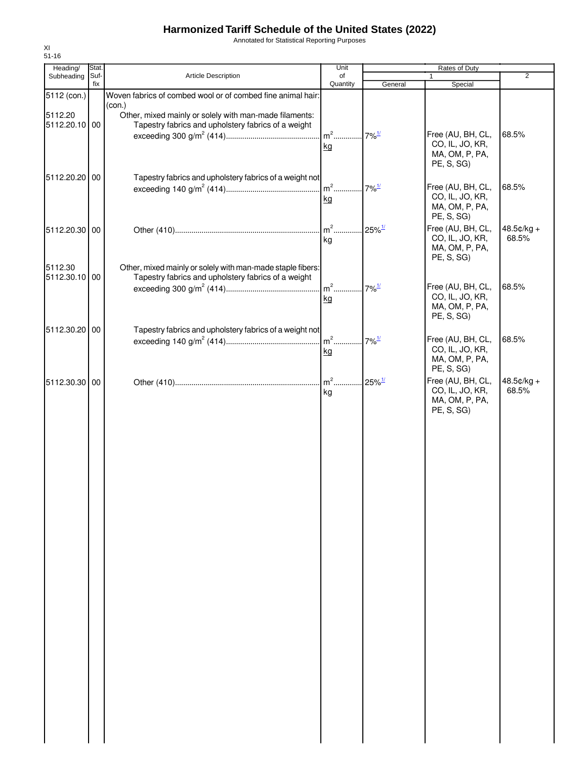# Harmonized Tariff Schedule of the United States (2022)

Annotated for Statistical Reporting Purposes

XI
51-16

| Heading/ Subheading | Stat. Suf- fix | Article Description | Unit of Quantity | Rates of Duty 1 General | Special | 2 |
|---|---|---|---|---|---|---|
| 5112 (con.) | | Woven fabrics of combed wool or of combed fine animal hair: (con.) | | | | |
| 5112.20 | | Other, mixed mainly or solely with man-made filaments: | | | | |
| 5112.20.10 | 00 | Tapestry fabrics and upholstery fabrics of a weight exceeding 300 g/m² (414) | m² kg | 7%[1/] | Free (AU, BH, CL, CO, IL, JO, KR, MA, OM, P, PA, PE, S, SG) | 68.5% |
| 5112.20.20 | 00 | Tapestry fabrics and upholstery fabrics of a weight not exceeding 140 g/m² (414) | m² kg | 7%[1/] | Free (AU, BH, CL, CO, IL, JO, KR, MA, OM, P, PA, PE, S, SG) | 68.5% |
| 5112.20.30 | 00 | Other (410) | m² kg | 25%[1/] | Free (AU, BH, CL, CO, IL, JO, KR, MA, OM, P, PA, PE, S, SG) | 48.5¢/kg + 68.5% |
| 5112.30 | | Other, mixed mainly or solely with man-made staple fibers: | | | | |
| 5112.30.10 | 00 | Tapestry fabrics and upholstery fabrics of a weight exceeding 300 g/m² (414) | m² kg | 7%[1/] | Free (AU, BH, CL, CO, IL, JO, KR, MA, OM, P, PA, PE, S, SG) | 68.5% |
| 5112.30.20 | 00 | Tapestry fabrics and upholstery fabrics of a weight not exceeding 140 g/m² (414) | m² kg | 7%[1/] | Free (AU, BH, CL, CO, IL, JO, KR, MA, OM, P, PA, PE, S, SG) | 68.5% |
| 5112.30.30 | 00 | Other (410) | m² kg | 25%[1/] | Free (AU, BH, CL, CO, IL, JO, KR, MA, OM, P, PA, PE, S, SG) | 48.5¢/kg + 68.5% |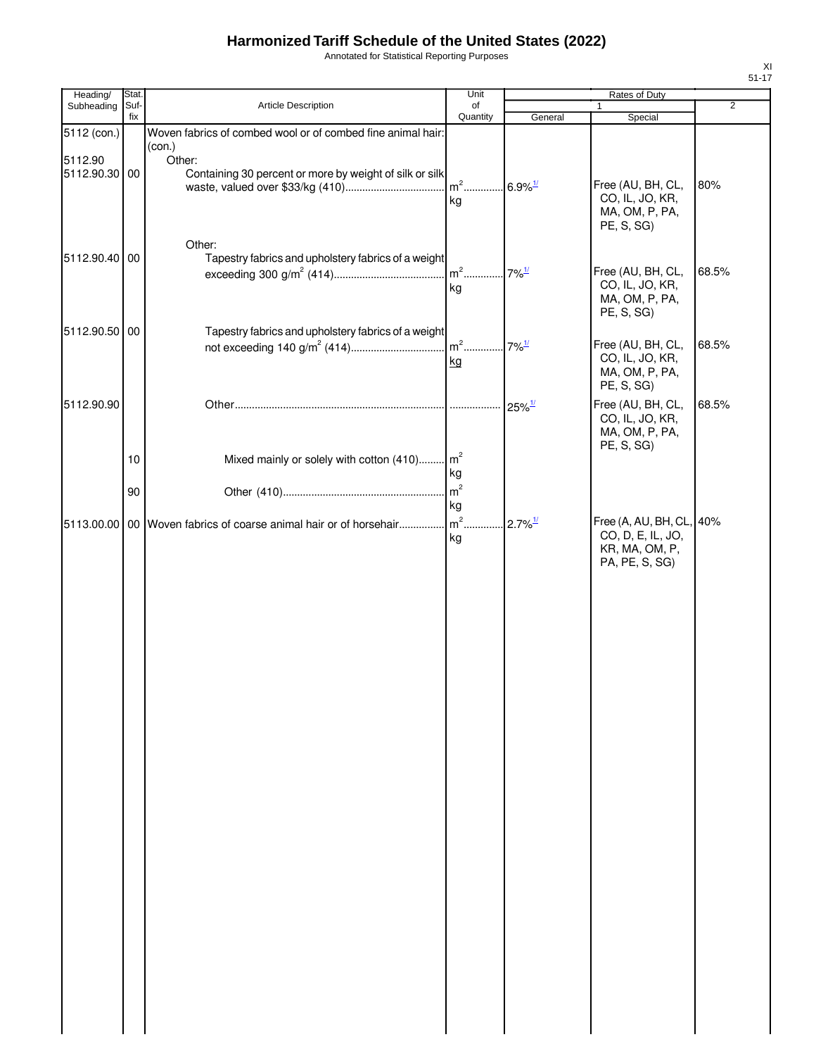# Harmonized Tariff Schedule of the United States (2022)

Annotated for Statistical Reporting Purposes

XI
51-17

| Heading/ Subheading | Stat. Suf- fix | Article Description | Unit of Quantity | Rates of Duty 1 General | Special | 2 |
|---|---|---|---|---|---|---|
| 5112 (con.) | | Woven fabrics of combed wool or of combed fine animal hair: (con.) | | | | |
| 5112.90 | | Other: | | | | |
| 5112.90.30 | 00 | Containing 30 percent or more by weight of silk or silk waste, valued over $33/kg (410) | $m^2$ kg | 6.9%[1/] | Free (AU, BH, CL, CO, IL, JO, KR, MA, OM, P, PA, PE, S, SG) | 80% |
| | | Other: | | | | |
| 5112.90.40 | 00 | Tapestry fabrics and upholstery fabrics of a weight exceeding 300 g/$m^2$ (414) | $m^2$ kg | 7%[1/] | Free (AU, BH, CL, CO, IL, JO, KR, MA, OM, P, PA, PE, S, SG) | 68.5% |
| 5112.90.50 | 00 | Tapestry fabrics and upholstery fabrics of a weight not exceeding 140 g/$m^2$ (414) | $m^2$ kg | 7%[1/] | Free (AU, BH, CL, CO, IL, JO, KR, MA, OM, P, PA, PE, S, SG) | 68.5% |
| 5112.90.90 | | Other | | 25%[1/] | Free (AU, BH, CL, CO, IL, JO, KR, MA, OM, P, PA, PE, S, SG) | 68.5% |
| | 10 | Mixed mainly or solely with cotton (410) | $m^2$ kg | | | |
| | 90 | Other (410) | $m^2$ kg | | | |
| 5113.00.00 | 00 | Woven fabrics of coarse animal hair or of horsehair | $m^2$ kg | 2.7%[1/] | Free (A, AU, BH, CL, CO, D, E, IL, JO, KR, MA, OM, P, PA, PE, S, SG) | 40% |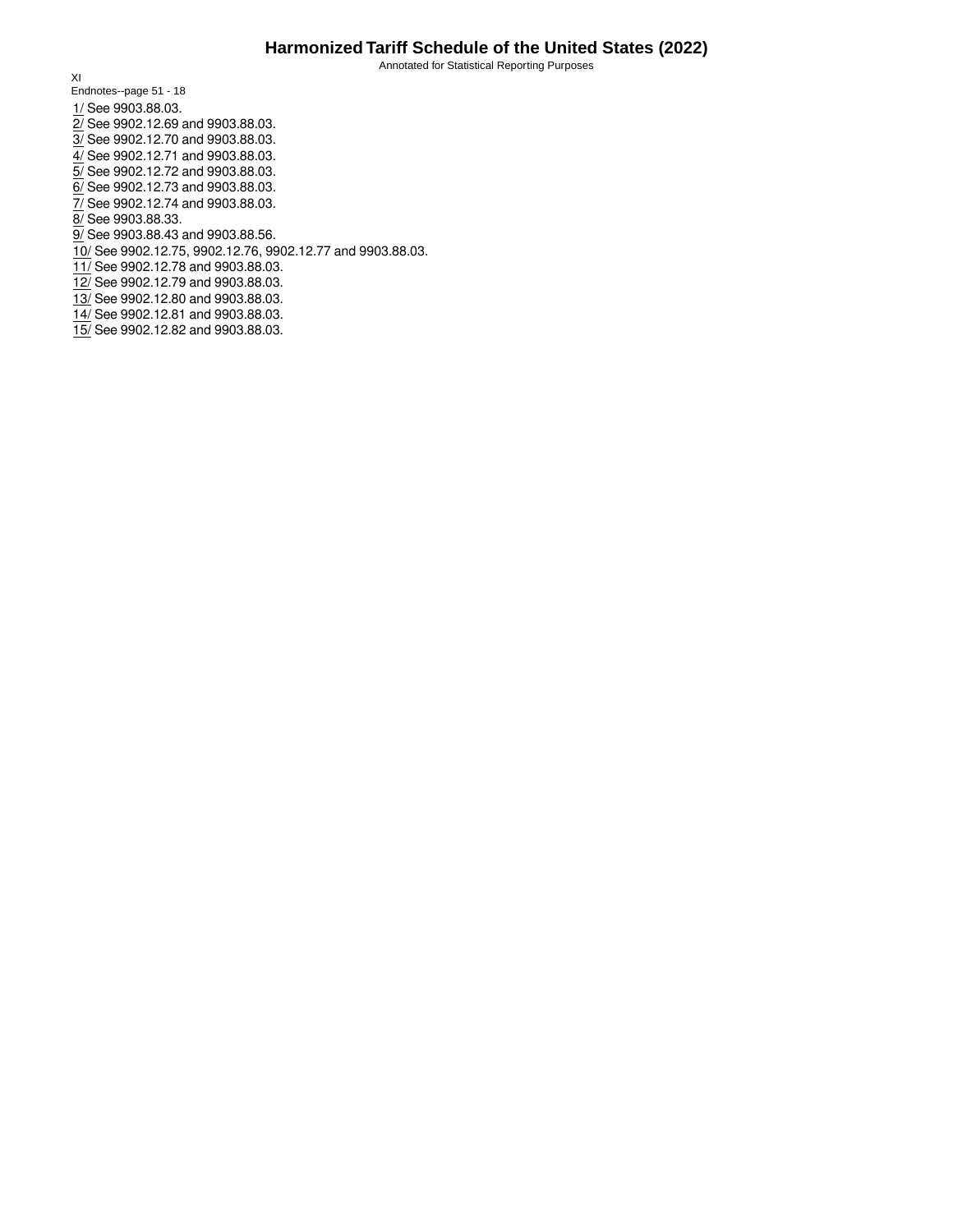XI

Endnotes--page 51 - 18

1/ See 9903.88.03.

2/ See 9902.12.69 and 9903.88.03.

3/ See 9902.12.70 and 9903.88.03.

4/ See 9902.12.71 and 9903.88.03.

5/ See 9902.12.72 and 9903.88.03.

6/ See 9902.12.73 and 9903.88.03.

7/ See 9902.12.74 and 9903.88.03.

8/ See 9903.88.33.

9/ See 9903.88.43 and 9903.88.56.

10/ See 9902.12.75, 9902.12.76, 9902.12.77 and 9903.88.03.

11/ See 9902.12.78 and 9903.88.03.

12/ See 9902.12.79 and 9903.88.03.

13/ See 9902.12.80 and 9903.88.03.

14/ See 9902.12.81 and 9903.88.03.

15/ See 9902.12.82 and 9903.88.03.